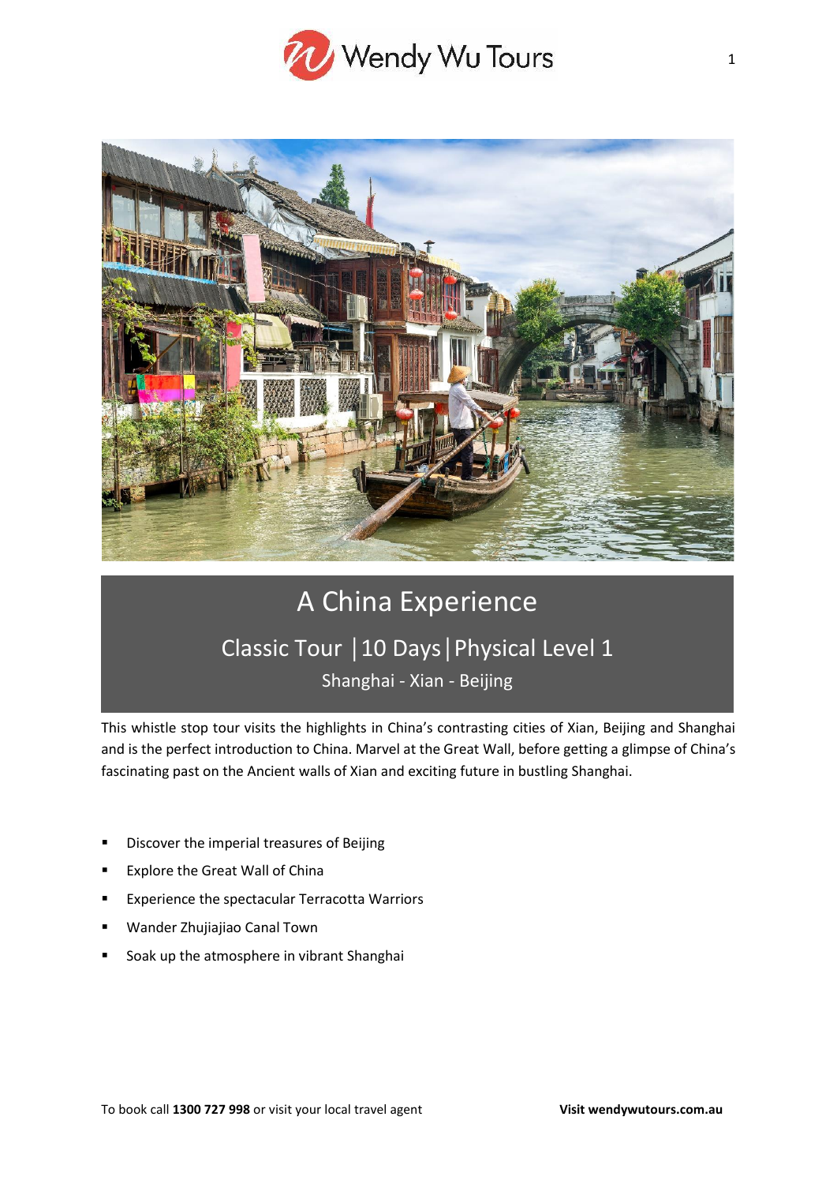# A China Experience

## Classic Tour | 10 Days | Physical Level 1

### Shanghai - Xian - Beijing

This whistle stop tour visits the highlights in China's contrasting cities of Xian, Beijing and Shanghai and is the perfect introduction to China. Marvel at the Great Wall, before getting a glimpse of China's fascinating past on the Ancient walls of Xian and exciting future in bustling Shanghai.

- Discover the imperial treasures of Beijing
- Explore the Great Wall of China
- Experience the spectacular Terracotta Warriors
- Wander Zhujiajiao Canal Town
- Soak up the atmosphere in vibrant Shanghai

To book call **1300 727 998** or visit your local travel agent **Visit wendywutours.com.au**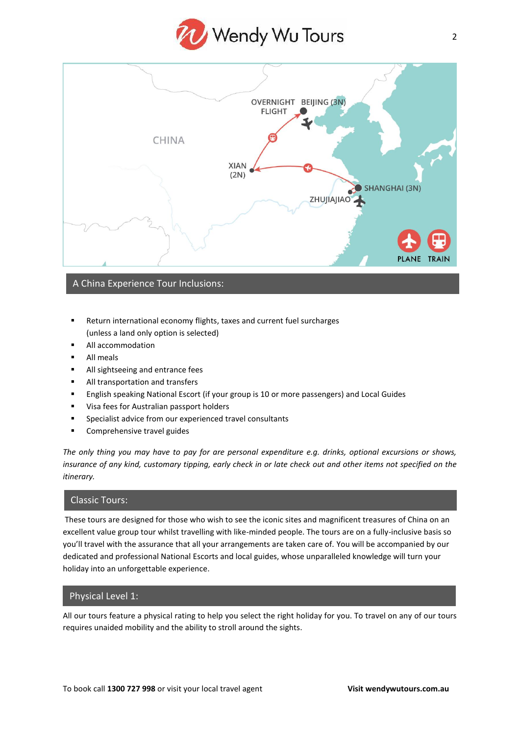## A China Experience Tour Inclusions:

- Return international economy flights, taxes and current fuel surcharges (unless a land only option is selected)
- All accommodation
- All meals
- All sightseeing and entrance fees
- All transportation and transfers
- English speaking National Escort (if your group is 10 or more passengers) and Local Guides
- Visa fees for Australian passport holders
- Specialist advice from our experienced travel consultants
- Comprehensive travel guides

*The only thing you may have to pay for are personal expenditure e.g. drinks, optional excursions or shows, insurance of any kind, customary tipping, early check in or late check out and other items not specified on the itinerary.*

## Classic Tours:

These tours are designed for those who wish to see the iconic sites and magnificent treasures of China on an excellent value group tour whilst travelling with like-minded people. The tours are on a fully-inclusive basis so you'll travel with the assurance that all your arrangements are taken care of. You will be accompanied by our dedicated and professional National Escorts and local guides, whose unparalleled knowledge will turn your holiday into an unforgettable experience.

## Physical Level 1:

All our tours feature a physical rating to help you select the right holiday for you. To travel on any of our tours requires unaided mobility and the ability to stroll around the sights.

To book call **1300 727 998** or visit your local travel agent **Visit wendywutours.com.au**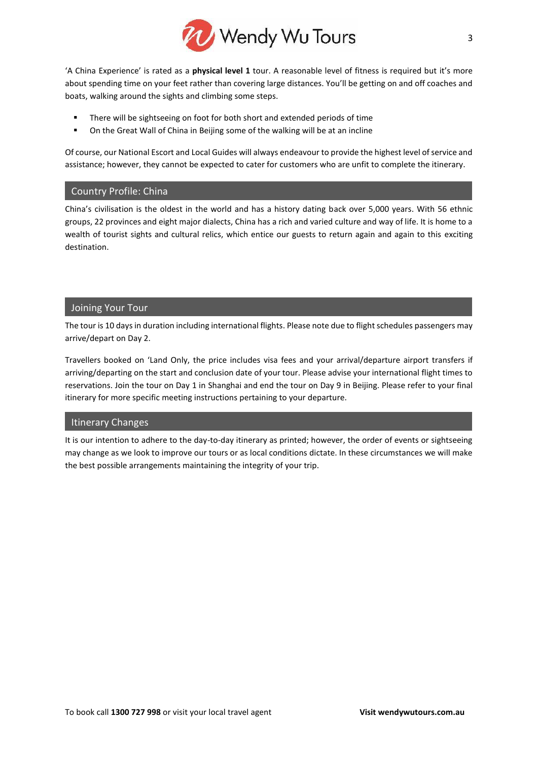'A China Experience' is rated as a **physical level 1** tour. A reasonable level of fitness is required but it's more about spending time on your feet rather than covering large distances. You'll be getting on and off coaches and boats, walking around the sights and climbing some steps.

- There will be sightseeing on foot for both short and extended periods of time
- On the Great Wall of China in Beijing some of the walking will be at an incline

Of course, our National Escort and Local Guides will always endeavour to provide the highest level of service and assistance; however, they cannot be expected to cater for customers who are unfit to complete the itinerary.

## Country Profile: China

China's civilisation is the oldest in the world and has a history dating back over 5,000 years. With 56 ethnic groups, 22 provinces and eight major dialects, China has a rich and varied culture and way of life. It is home to a wealth of tourist sights and cultural relics, which entice our guests to return again and again to this exciting destination.

## Joining Your Tour

The tour is 10 days in duration including international flights. Please note due to flight schedules passengers may arrive/depart on Day 2.

Travellers booked on 'Land Only, the price includes visa fees and your arrival/departure airport transfers if arriving/departing on the start and conclusion date of your tour. Please advise your international flight times to reservations. Join the tour on Day 1 in Shanghai and end the tour on Day 9 in Beijing. Please refer to your final itinerary for more specific meeting instructions pertaining to your departure.

## Itinerary Changes

It is our intention to adhere to the day-to-day itinerary as printed; however, the order of events or sightseeing may change as we look to improve our tours or as local conditions dictate. In these circumstances we will make the best possible arrangements maintaining the integrity of your trip.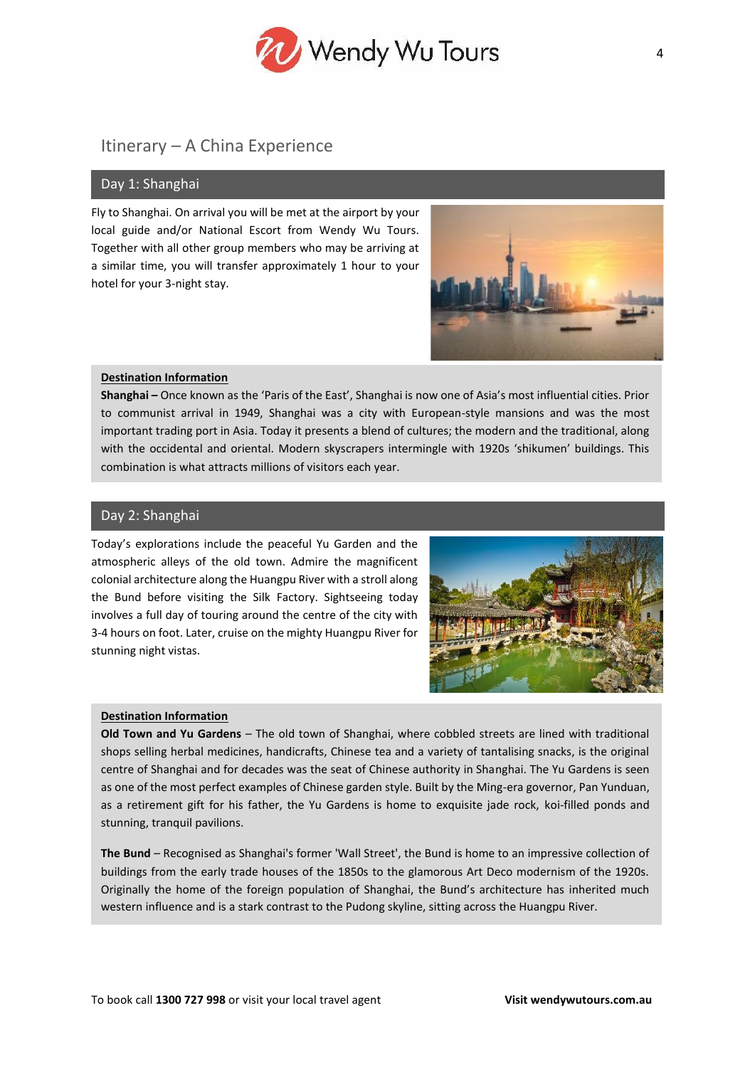## Itinerary – A China Experience

### Day 1: Shanghai

Fly to Shanghai. On arrival you will be met at the airport by your local guide and/or National Escort from Wendy Wu Tours. Together with all other group members who may be arriving at a similar time, you will transfer approximately 1 hour to your hotel for your 3-night stay.

**Destination Information**

**Shanghai –** Once known as the 'Paris of the East', Shanghai is now one of Asia's most influential cities. Prior to communist arrival in 1949, Shanghai was a city with European-style mansions and was the most important trading port in Asia. Today it presents a blend of cultures; the modern and the traditional, along with the occidental and oriental. Modern skyscrapers intermingle with 1920s 'shikumen' buildings. This combination is what attracts millions of visitors each year.

### Day 2: Shanghai

Today's explorations include the peaceful Yu Garden and the atmospheric alleys of the old town. Admire the magnificent colonial architecture along the Huangpu River with a stroll along the Bund before visiting the Silk Factory. Sightseeing today involves a full day of touring around the centre of the city with 3-4 hours on foot. Later, cruise on the mighty Huangpu River for stunning night vistas.

**Destination Information**

**Old Town and Yu Gardens** – The old town of Shanghai, where cobbled streets are lined with traditional shops selling herbal medicines, handicrafts, Chinese tea and a variety of tantalising snacks, is the original centre of Shanghai and for decades was the seat of Chinese authority in Shanghai. The Yu Gardens is seen as one of the most perfect examples of Chinese garden style. Built by the Ming-era governor, Pan Yunduan, as a retirement gift for his father, the Yu Gardens is home to exquisite jade rock, koi-filled ponds and stunning, tranquil pavilions.

**The Bund** – Recognised as Shanghai's former 'Wall Street', the Bund is home to an impressive collection of buildings from the early trade houses of the 1850s to the glamorous Art Deco modernism of the 1920s. Originally the home of the foreign population of Shanghai, the Bund's architecture has inherited much western influence and is a stark contrast to the Pudong skyline, sitting across the Huangpu River.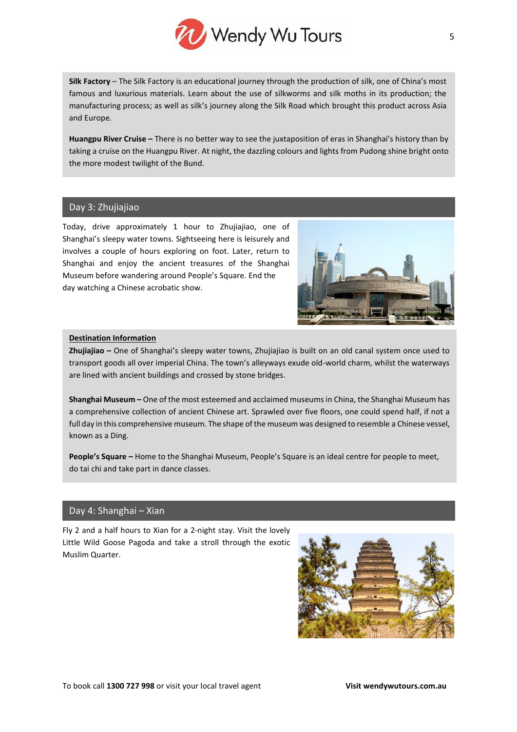**Silk Factory** – The Silk Factory is an educational journey through the production of silk, one of China's most famous and luxurious materials. Learn about the use of silkworms and silk moths in its production; the manufacturing process; as well as silk's journey along the Silk Road which brought this product across Asia and Europe.

**Huangpu River Cruise –** There is no better way to see the juxtaposition of eras in Shanghai's history than by taking a cruise on the Huangpu River. At night, the dazzling colours and lights from Pudong shine bright onto the more modest twilight of the Bund.

## Day 3: Zhujiajiao

Today, drive approximately 1 hour to Zhujiajiao, one of Shanghai's sleepy water towns. Sightseeing here is leisurely and involves a couple of hours exploring on foot. Later, return to Shanghai and enjoy the ancient treasures of the Shanghai Museum before wandering around People's Square. End the day watching a Chinese acrobatic show.

**Destination Information**

**Zhujiajiao –** One of Shanghai's sleepy water towns, Zhujiajiao is built on an old canal system once used to transport goods all over imperial China. The town's alleyways exude old-world charm, whilst the waterways are lined with ancient buildings and crossed by stone bridges.

**Shanghai Museum –** One of the most esteemed and acclaimed museums in China, the Shanghai Museum has a comprehensive collection of ancient Chinese art. Sprawled over five floors, one could spend half, if not a full day in this comprehensive museum. The shape of the museum was designed to resemble a Chinese vessel, known as a Ding.

**People's Square –** Home to the Shanghai Museum, People's Square is an ideal centre for people to meet, do tai chi and take part in dance classes.

## Day 4: Shanghai – Xian

Fly 2 and a half hours to Xian for a 2-night stay. Visit the lovely Little Wild Goose Pagoda and take a stroll through the exotic Muslim Quarter.

To book call **1300 727 998** or visit your local travel agent **Visit wendywutours.com.au**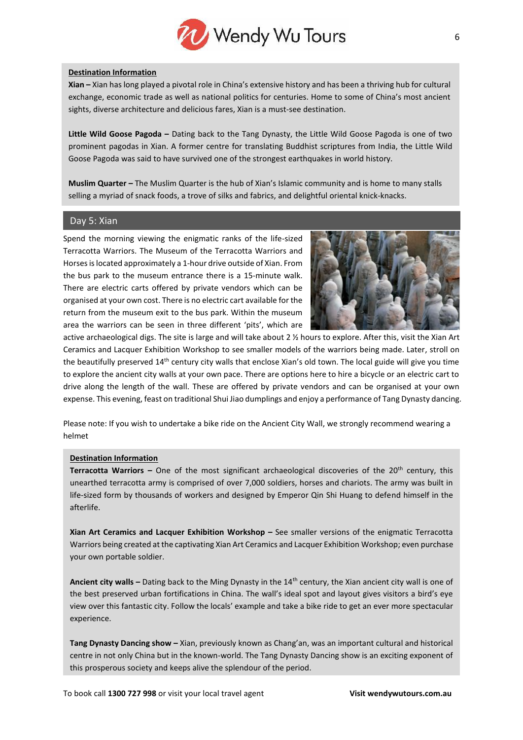**Destination Information**

**Xian –** Xian has long played a pivotal role in China's extensive history and has been a thriving hub for cultural exchange, economic trade as well as national politics for centuries. Home to some of China's most ancient sights, diverse architecture and delicious fares, Xian is a must-see destination.

**Little Wild Goose Pagoda –** Dating back to the Tang Dynasty, the Little Wild Goose Pagoda is one of two prominent pagodas in Xian. A former centre for translating Buddhist scriptures from India, the Little Wild Goose Pagoda was said to have survived one of the strongest earthquakes in world history.

**Muslim Quarter –** The Muslim Quarter is the hub of Xian's Islamic community and is home to many stalls selling a myriad of snack foods, a trove of silks and fabrics, and delightful oriental knick-knacks.

## Day 5: Xian

Spend the morning viewing the enigmatic ranks of the life-sized Terracotta Warriors. The Museum of the Terracotta Warriors and Horses is located approximately a 1-hour drive outside of Xian. From the bus park to the museum entrance there is a 15-minute walk. There are electric carts offered by private vendors which can be organised at your own cost. There is no electric cart available for the return from the museum exit to the bus park. Within the museum area the warriors can be seen in three different 'pits', which are active archaeological digs. The site is large and will take about 2 ½ hours to explore. After this, visit the Xian Art Ceramics and Lacquer Exhibition Workshop to see smaller models of the warriors being made. Later, stroll on the beautifully preserved 14th century city walls that enclose Xian's old town. The local guide will give you time to explore the ancient city walls at your own pace. There are options here to hire a bicycle or an electric cart to drive along the length of the wall. These are offered by private vendors and can be organised at your own expense. This evening, feast on traditional Shui Jiao dumplings and enjoy a performance of Tang Dynasty dancing.

Please note: If you wish to undertake a bike ride on the Ancient City Wall, we strongly recommend wearing a helmet

**Destination Information**

**Terracotta Warriors –** One of the most significant archaeological discoveries of the 20th century, this unearthed terracotta army is comprised of over 7,000 soldiers, horses and chariots. The army was built in life-sized form by thousands of workers and designed by Emperor Qin Shi Huang to defend himself in the afterlife.

**Xian Art Ceramics and Lacquer Exhibition Workshop –** See smaller versions of the enigmatic Terracotta Warriors being created at the captivating Xian Art Ceramics and Lacquer Exhibition Workshop; even purchase your own portable soldier.

**Ancient city walls –** Dating back to the Ming Dynasty in the 14th century, the Xian ancient city wall is one of the best preserved urban fortifications in China. The wall's ideal spot and layout gives visitors a bird's eye view over this fantastic city. Follow the locals' example and take a bike ride to get an ever more spectacular experience.

**Tang Dynasty Dancing show –** Xian, previously known as Chang'an, was an important cultural and historical centre in not only China but in the known-world. The Tang Dynasty Dancing show is an exciting exponent of this prosperous society and keeps alive the splendour of the period.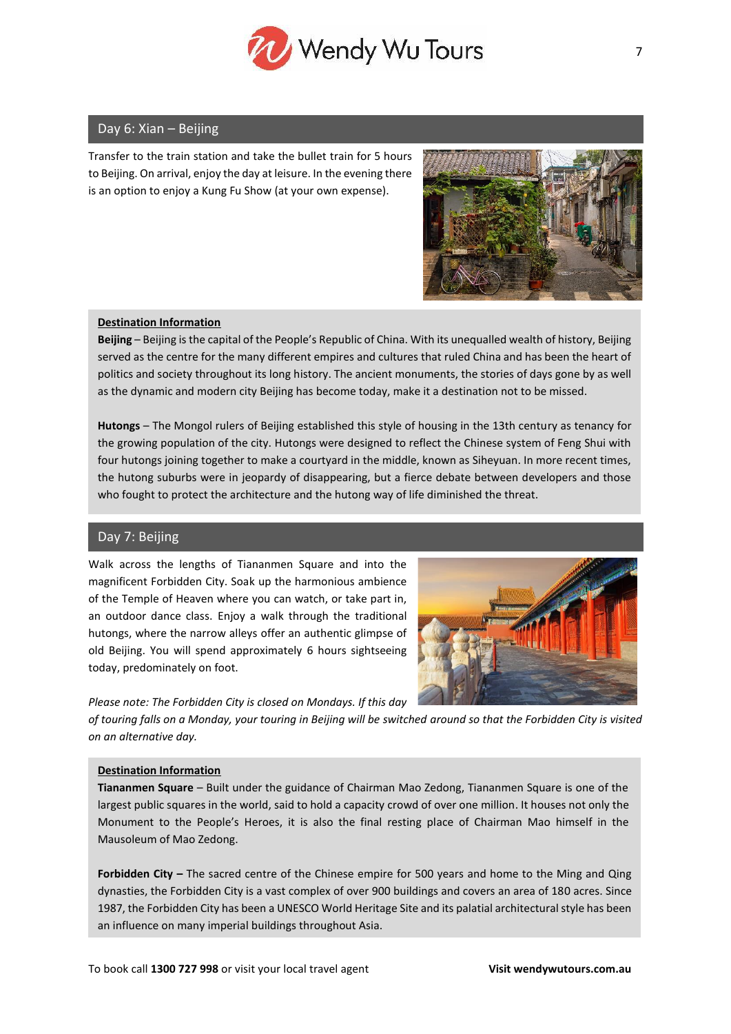## Day 6: Xian – Beijing

Transfer to the train station and take the bullet train for 5 hours to Beijing. On arrival, enjoy the day at leisure. In the evening there is an option to enjoy a Kung Fu Show (at your own expense).

**Destination Information**

**Beijing** – Beijing is the capital of the People's Republic of China. With its unequalled wealth of history, Beijing served as the centre for the many different empires and cultures that ruled China and has been the heart of politics and society throughout its long history. The ancient monuments, the stories of days gone by as well as the dynamic and modern city Beijing has become today, make it a destination not to be missed.

**Hutongs** – The Mongol rulers of Beijing established this style of housing in the 13th century as tenancy for the growing population of the city. Hutongs were designed to reflect the Chinese system of Feng Shui with four hutongs joining together to make a courtyard in the middle, known as Siheyuan. In more recent times, the hutong suburbs were in jeopardy of disappearing, but a fierce debate between developers and those who fought to protect the architecture and the hutong way of life diminished the threat.

## Day 7: Beijing

Walk across the lengths of Tiananmen Square and into the magnificent Forbidden City. Soak up the harmonious ambience of the Temple of Heaven where you can watch, or take part in, an outdoor dance class. Enjoy a walk through the traditional hutongs, where the narrow alleys offer an authentic glimpse of old Beijing. You will spend approximately 6 hours sightseeing today, predominately on foot.

*Please note: The Forbidden City is closed on Mondays. If this day of touring falls on a Monday, your touring in Beijing will be switched around so that the Forbidden City is visited on an alternative day.*

**Destination Information**

**Tiananmen Square** – Built under the guidance of Chairman Mao Zedong, Tiananmen Square is one of the largest public squares in the world, said to hold a capacity crowd of over one million. It houses not only the Monument to the People's Heroes, it is also the final resting place of Chairman Mao himself in the Mausoleum of Mao Zedong.

**Forbidden City –** The sacred centre of the Chinese empire for 500 years and home to the Ming and Qing dynasties, the Forbidden City is a vast complex of over 900 buildings and covers an area of 180 acres. Since 1987, the Forbidden City has been a UNESCO World Heritage Site and its palatial architectural style has been an influence on many imperial buildings throughout Asia.

To book call **1300 727 998** or visit your local travel agent **Visit wendywutours.com.au**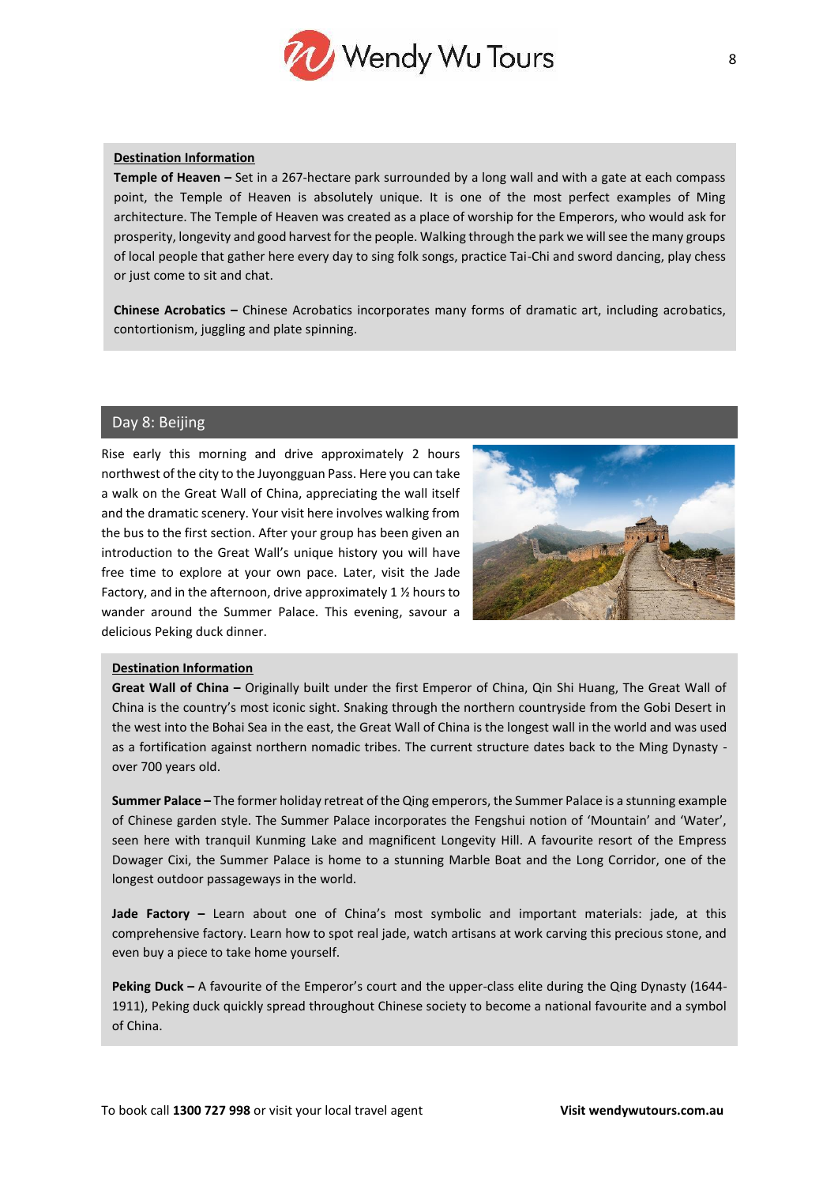**Destination Information**

**Temple of Heaven –** Set in a 267-hectare park surrounded by a long wall and with a gate at each compass point, the Temple of Heaven is absolutely unique. It is one of the most perfect examples of Ming architecture. The Temple of Heaven was created as a place of worship for the Emperors, who would ask for prosperity, longevity and good harvest for the people. Walking through the park we will see the many groups of local people that gather here every day to sing folk songs, practice Tai-Chi and sword dancing, play chess or just come to sit and chat.

**Chinese Acrobatics –** Chinese Acrobatics incorporates many forms of dramatic art, including acrobatics, contortionism, juggling and plate spinning.

## Day 8: Beijing

Rise early this morning and drive approximately 2 hours northwest of the city to the Juyongguan Pass. Here you can take a walk on the Great Wall of China, appreciating the wall itself and the dramatic scenery. Your visit here involves walking from the bus to the first section. After your group has been given an introduction to the Great Wall's unique history you will have free time to explore at your own pace. Later, visit the Jade Factory, and in the afternoon, drive approximately 1 ½ hours to wander around the Summer Palace. This evening, savour a delicious Peking duck dinner.

**Destination Information**

**Great Wall of China –** Originally built under the first Emperor of China, Qin Shi Huang, The Great Wall of China is the country's most iconic sight. Snaking through the northern countryside from the Gobi Desert in the west into the Bohai Sea in the east, the Great Wall of China is the longest wall in the world and was used as a fortification against northern nomadic tribes. The current structure dates back to the Ming Dynasty - over 700 years old.

**Summer Palace –** The former holiday retreat of the Qing emperors, the Summer Palace is a stunning example of Chinese garden style. The Summer Palace incorporates the Fengshui notion of 'Mountain' and 'Water', seen here with tranquil Kunming Lake and magnificent Longevity Hill. A favourite resort of the Empress Dowager Cixi, the Summer Palace is home to a stunning Marble Boat and the Long Corridor, one of the longest outdoor passageways in the world.

**Jade Factory –** Learn about one of China's most symbolic and important materials: jade, at this comprehensive factory. Learn how to spot real jade, watch artisans at work carving this precious stone, and even buy a piece to take home yourself.

**Peking Duck –** A favourite of the Emperor's court and the upper-class elite during the Qing Dynasty (1644-1911), Peking duck quickly spread throughout Chinese society to become a national favourite and a symbol of China.

To book call **1300 727 998** or visit your local travel agent **Visit wendywutours.com.au**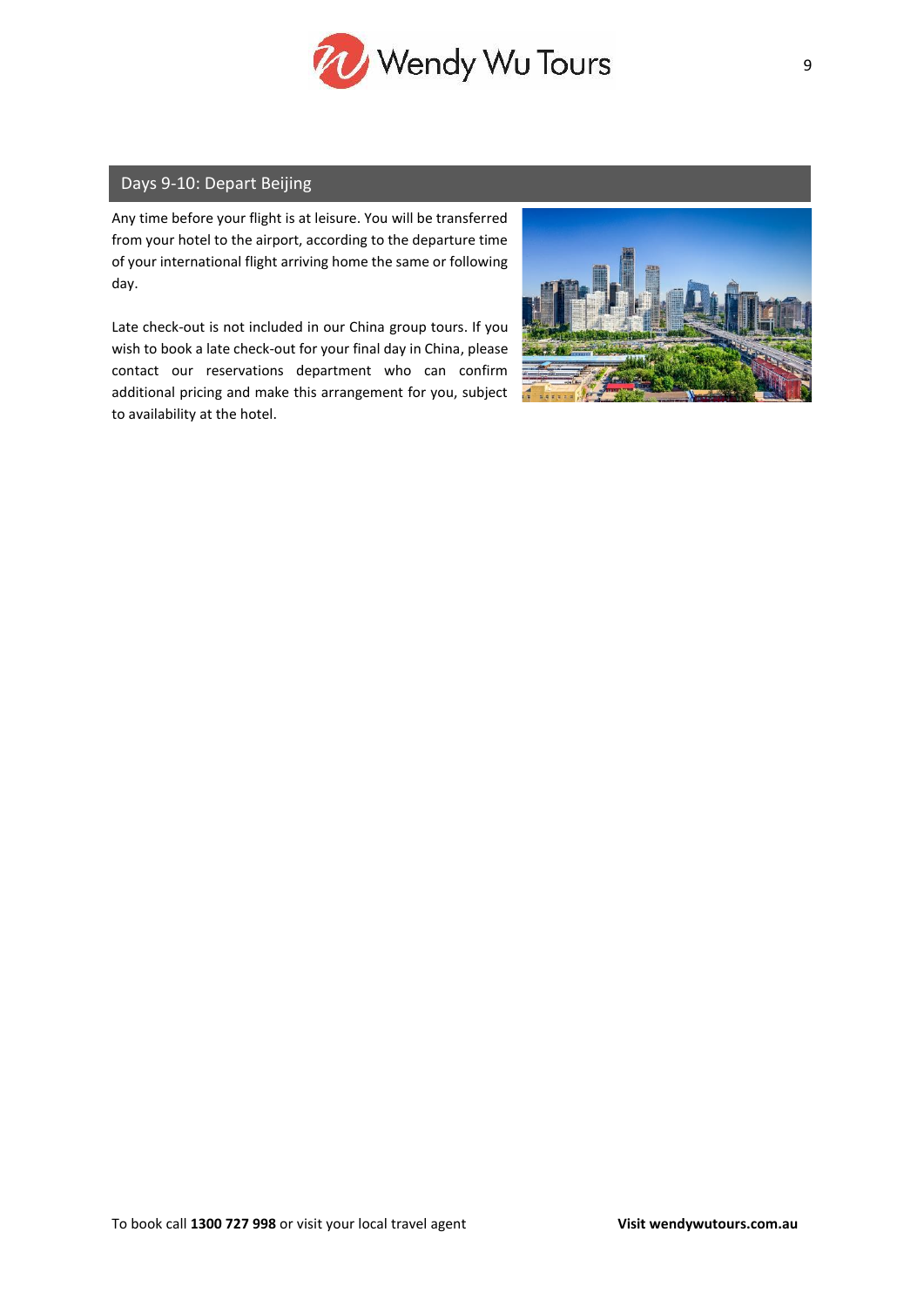## Days 9-10: Depart Beijing

Any time before your flight is at leisure. You will be transferred from your hotel to the airport, according to the departure time of your international flight arriving home the same or following day.

Late check-out is not included in our China group tours. If you wish to book a late check-out for your final day in China, please contact our reservations department who can confirm additional pricing and make this arrangement for you, subject to availability at the hotel.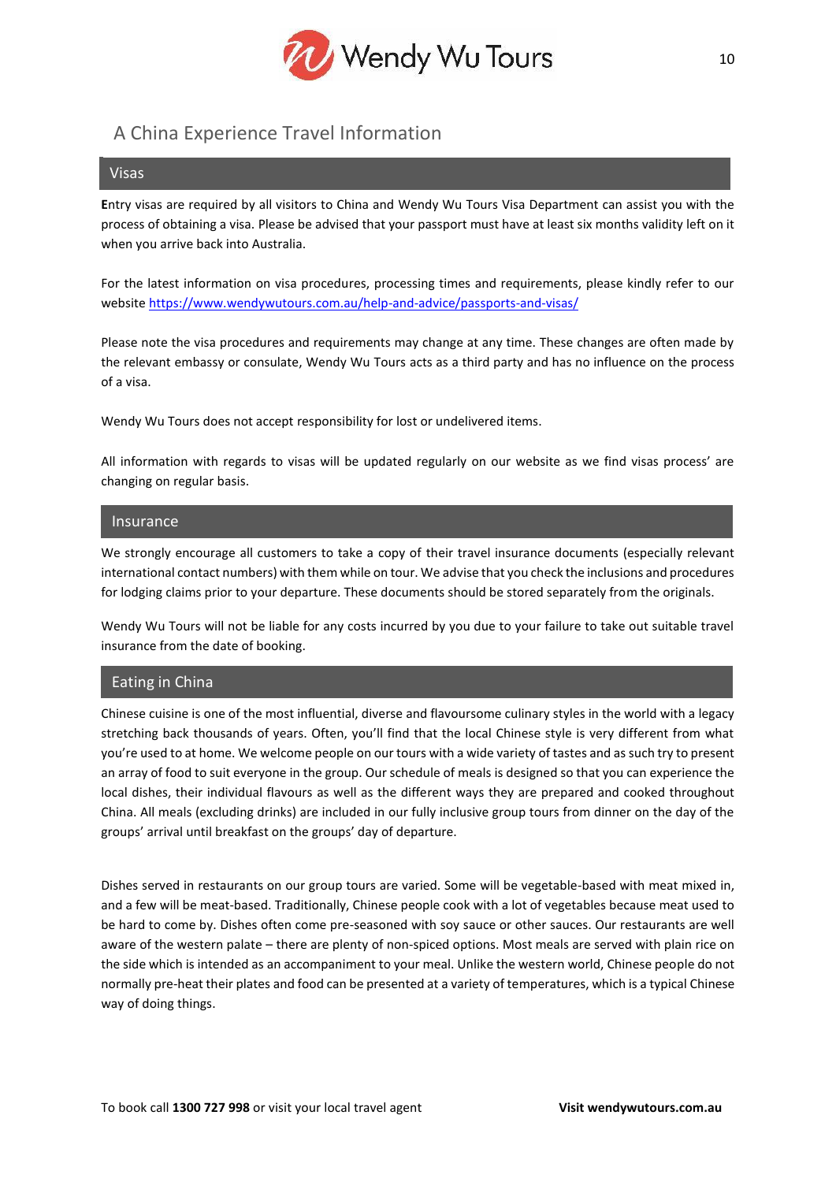# A China Experience Travel Information

## Visas

Entry visas are required by all visitors to China and Wendy Wu Tours Visa Department can assist you with the process of obtaining a visa. Please be advised that your passport must have at least six months validity left on it when you arrive back into Australia.

For the latest information on visa procedures, processing times and requirements, please kindly refer to our website https://www.wendywutours.com.au/help-and-advice/passports-and-visas/

Please note the visa procedures and requirements may change at any time. These changes are often made by the relevant embassy or consulate, Wendy Wu Tours acts as a third party and has no influence on the process of a visa.

Wendy Wu Tours does not accept responsibility for lost or undelivered items.

All information with regards to visas will be updated regularly on our website as we find visas process' are changing on regular basis.

## Insurance

We strongly encourage all customers to take a copy of their travel insurance documents (especially relevant international contact numbers) with them while on tour. We advise that you check the inclusions and procedures for lodging claims prior to your departure. These documents should be stored separately from the originals.

Wendy Wu Tours will not be liable for any costs incurred by you due to your failure to take out suitable travel insurance from the date of booking.

## Eating in China

Chinese cuisine is one of the most influential, diverse and flavoursome culinary styles in the world with a legacy stretching back thousands of years. Often, you'll find that the local Chinese style is very different from what you're used to at home. We welcome people on our tours with a wide variety of tastes and as such try to present an array of food to suit everyone in the group. Our schedule of meals is designed so that you can experience the local dishes, their individual flavours as well as the different ways they are prepared and cooked throughout China. All meals (excluding drinks) are included in our fully inclusive group tours from dinner on the day of the groups' arrival until breakfast on the groups' day of departure.

Dishes served in restaurants on our group tours are varied. Some will be vegetable-based with meat mixed in, and a few will be meat-based. Traditionally, Chinese people cook with a lot of vegetables because meat used to be hard to come by. Dishes often come pre-seasoned with soy sauce or other sauces. Our restaurants are well aware of the western palate – there are plenty of non-spiced options. Most meals are served with plain rice on the side which is intended as an accompaniment to your meal. Unlike the western world, Chinese people do not normally pre-heat their plates and food can be presented at a variety of temperatures, which is a typical Chinese way of doing things.

To book call **1300 727 998** or visit your local travel agent **Visit wendywutours.com.au**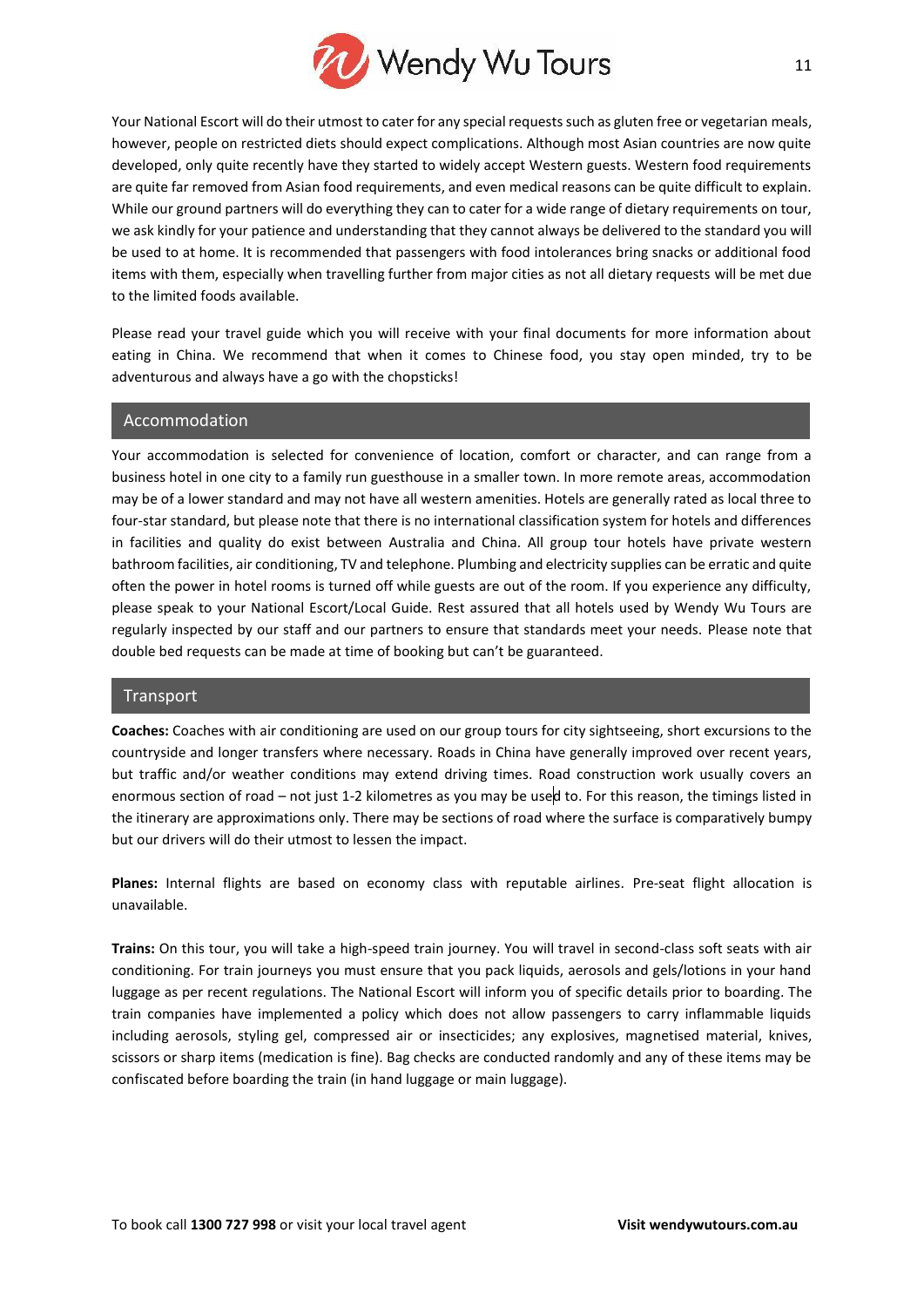Your National Escort will do their utmost to cater for any special requests such as gluten free or vegetarian meals, however, people on restricted diets should expect complications. Although most Asian countries are now quite developed, only quite recently have they started to widely accept Western guests. Western food requirements are quite far removed from Asian food requirements, and even medical reasons can be quite difficult to explain. While our ground partners will do everything they can to cater for a wide range of dietary requirements on tour, we ask kindly for your patience and understanding that they cannot always be delivered to the standard you will be used to at home. It is recommended that passengers with food intolerances bring snacks or additional food items with them, especially when travelling further from major cities as not all dietary requests will be met due to the limited foods available.

Please read your travel guide which you will receive with your final documents for more information about eating in China. We recommend that when it comes to Chinese food, you stay open minded, try to be adventurous and always have a go with the chopsticks!

## Accommodation

Your accommodation is selected for convenience of location, comfort or character, and can range from a business hotel in one city to a family run guesthouse in a smaller town. In more remote areas, accommodation may be of a lower standard and may not have all western amenities. Hotels are generally rated as local three to four-star standard, but please note that there is no international classification system for hotels and differences in facilities and quality do exist between Australia and China. All group tour hotels have private western bathroom facilities, air conditioning, TV and telephone. Plumbing and electricity supplies can be erratic and quite often the power in hotel rooms is turned off while guests are out of the room. If you experience any difficulty, please speak to your National Escort/Local Guide. Rest assured that all hotels used by Wendy Wu Tours are regularly inspected by our staff and our partners to ensure that standards meet your needs. Please note that double bed requests can be made at time of booking but can't be guaranteed.

## Transport

**Coaches:** Coaches with air conditioning are used on our group tours for city sightseeing, short excursions to the countryside and longer transfers where necessary. Roads in China have generally improved over recent years, but traffic and/or weather conditions may extend driving times. Road construction work usually covers an enormous section of road – not just 1-2 kilometres as you may be used to. For this reason, the timings listed in the itinerary are approximations only. There may be sections of road where the surface is comparatively bumpy but our drivers will do their utmost to lessen the impact.

**Planes:** Internal flights are based on economy class with reputable airlines. Pre-seat flight allocation is unavailable.

**Trains:** On this tour, you will take a high-speed train journey. You will travel in second-class soft seats with air conditioning. For train journeys you must ensure that you pack liquids, aerosols and gels/lotions in your hand luggage as per recent regulations. The National Escort will inform you of specific details prior to boarding. The train companies have implemented a policy which does not allow passengers to carry inflammable liquids including aerosols, styling gel, compressed air or insecticides; any explosives, magnetised material, knives, scissors or sharp items (medication is fine). Bag checks are conducted randomly and any of these items may be confiscated before boarding the train (in hand luggage or main luggage).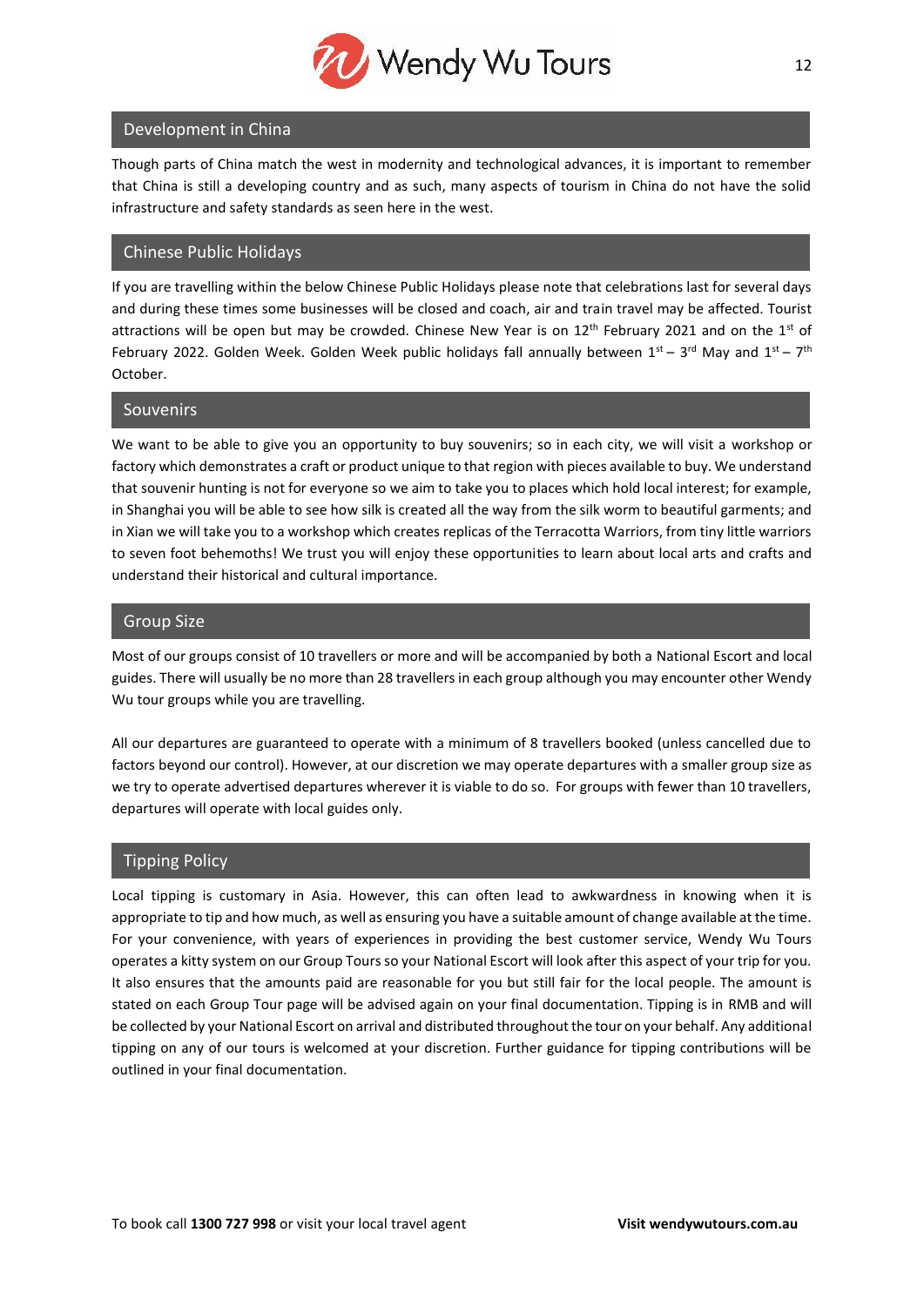## Development in China

Though parts of China match the west in modernity and technological advances, it is important to remember that China is still a developing country and as such, many aspects of tourism in China do not have the solid infrastructure and safety standards as seen here in the west.

## Chinese Public Holidays

If you are travelling within the below Chinese Public Holidays please note that celebrations last for several days and during these times some businesses will be closed and coach, air and train travel may be affected. Tourist attractions will be open but may be crowded. Chinese New Year is on 12th February 2021 and on the 1st of February 2022. Golden Week. Golden Week public holidays fall annually between 1st – 3rd May and 1st – 7th October.

## Souvenirs

We want to be able to give you an opportunity to buy souvenirs; so in each city, we will visit a workshop or factory which demonstrates a craft or product unique to that region with pieces available to buy. We understand that souvenir hunting is not for everyone so we aim to take you to places which hold local interest; for example, in Shanghai you will be able to see how silk is created all the way from the silk worm to beautiful garments; and in Xian we will take you to a workshop which creates replicas of the Terracotta Warriors, from tiny little warriors to seven foot behemoths! We trust you will enjoy these opportunities to learn about local arts and crafts and understand their historical and cultural importance.

## Group Size

Most of our groups consist of 10 travellers or more and will be accompanied by both a National Escort and local guides. There will usually be no more than 28 travellers in each group although you may encounter other Wendy Wu tour groups while you are travelling.

All our departures are guaranteed to operate with a minimum of 8 travellers booked (unless cancelled due to factors beyond our control). However, at our discretion we may operate departures with a smaller group size as we try to operate advertised departures wherever it is viable to do so. For groups with fewer than 10 travellers, departures will operate with local guides only.

## Tipping Policy

Local tipping is customary in Asia. However, this can often lead to awkwardness in knowing when it is appropriate to tip and how much, as well as ensuring you have a suitable amount of change available at the time. For your convenience, with years of experiences in providing the best customer service, Wendy Wu Tours operates a kitty system on our Group Tours so your National Escort will look after this aspect of your trip for you. It also ensures that the amounts paid are reasonable for you but still fair for the local people. The amount is stated on each Group Tour page will be advised again on your final documentation. Tipping is in RMB and will be collected by your National Escort on arrival and distributed throughout the tour on your behalf. Any additional tipping on any of our tours is welcomed at your discretion. Further guidance for tipping contributions will be outlined in your final documentation.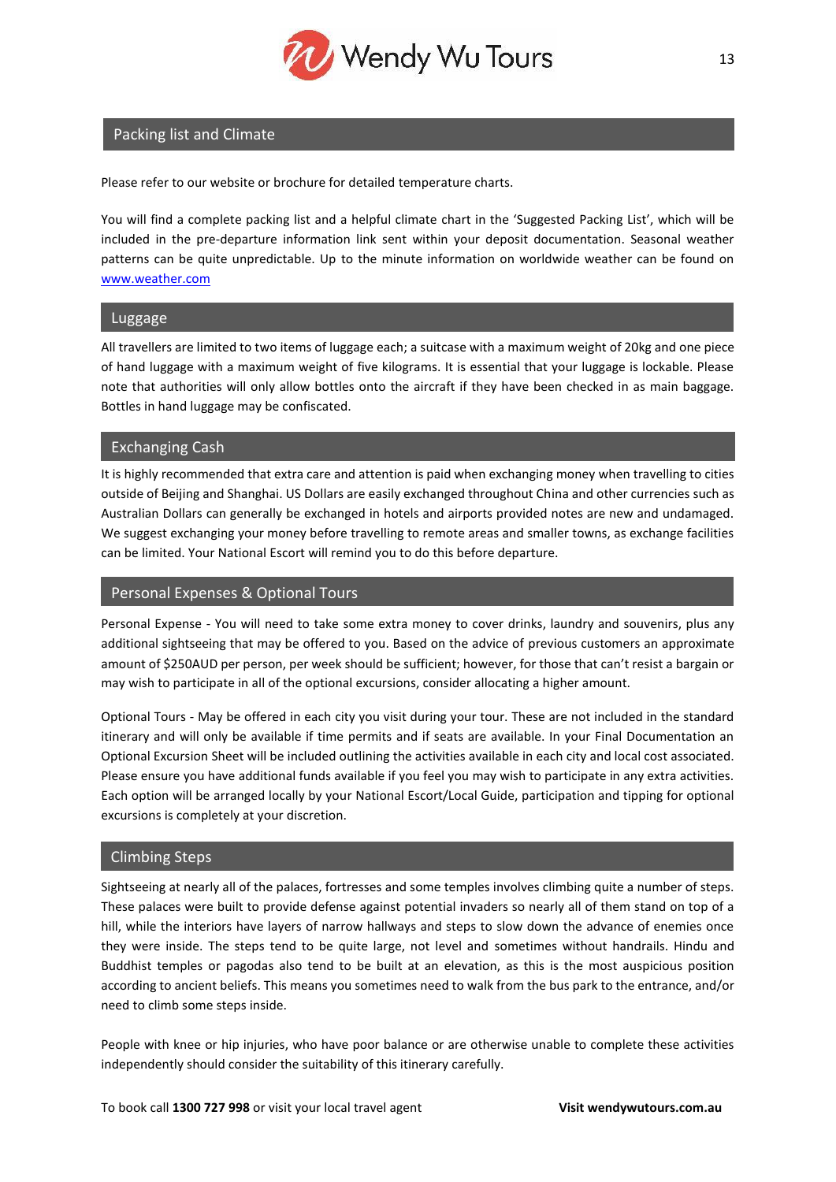## Packing list and Climate

Please refer to our website or brochure for detailed temperature charts.

You will find a complete packing list and a helpful climate chart in the 'Suggested Packing List', which will be included in the pre-departure information link sent within your deposit documentation. Seasonal weather patterns can be quite unpredictable. Up to the minute information on worldwide weather can be found on [www.weather.com](http://www.weather.com)

## Luggage

All travellers are limited to two items of luggage each; a suitcase with a maximum weight of 20kg and one piece of hand luggage with a maximum weight of five kilograms. It is essential that your luggage is lockable. Please note that authorities will only allow bottles onto the aircraft if they have been checked in as main baggage. Bottles in hand luggage may be confiscated.

## Exchanging Cash

It is highly recommended that extra care and attention is paid when exchanging money when travelling to cities outside of Beijing and Shanghai. US Dollars are easily exchanged throughout China and other currencies such as Australian Dollars can generally be exchanged in hotels and airports provided notes are new and undamaged. We suggest exchanging your money before travelling to remote areas and smaller towns, as exchange facilities can be limited. Your National Escort will remind you to do this before departure.

## Personal Expenses & Optional Tours

Personal Expense - You will need to take some extra money to cover drinks, laundry and souvenirs, plus any additional sightseeing that may be offered to you. Based on the advice of previous customers an approximate amount of $250AUD per person, per week should be sufficient; however, for those that can't resist a bargain or may wish to participate in all of the optional excursions, consider allocating a higher amount.

Optional Tours - May be offered in each city you visit during your tour. These are not included in the standard itinerary and will only be available if time permits and if seats are available. In your Final Documentation an Optional Excursion Sheet will be included outlining the activities available in each city and local cost associated. Please ensure you have additional funds available if you feel you may wish to participate in any extra activities. Each option will be arranged locally by your National Escort/Local Guide, participation and tipping for optional excursions is completely at your discretion.

## Climbing Steps

Sightseeing at nearly all of the palaces, fortresses and some temples involves climbing quite a number of steps. These palaces were built to provide defense against potential invaders so nearly all of them stand on top of a hill, while the interiors have layers of narrow hallways and steps to slow down the advance of enemies once they were inside. The steps tend to be quite large, not level and sometimes without handrails. Hindu and Buddhist temples or pagodas also tend to be built at an elevation, as this is the most auspicious position according to ancient beliefs. This means you sometimes need to walk from the bus park to the entrance, and/or need to climb some steps inside.

People with knee or hip injuries, who have poor balance or are otherwise unable to complete these activities independently should consider the suitability of this itinerary carefully.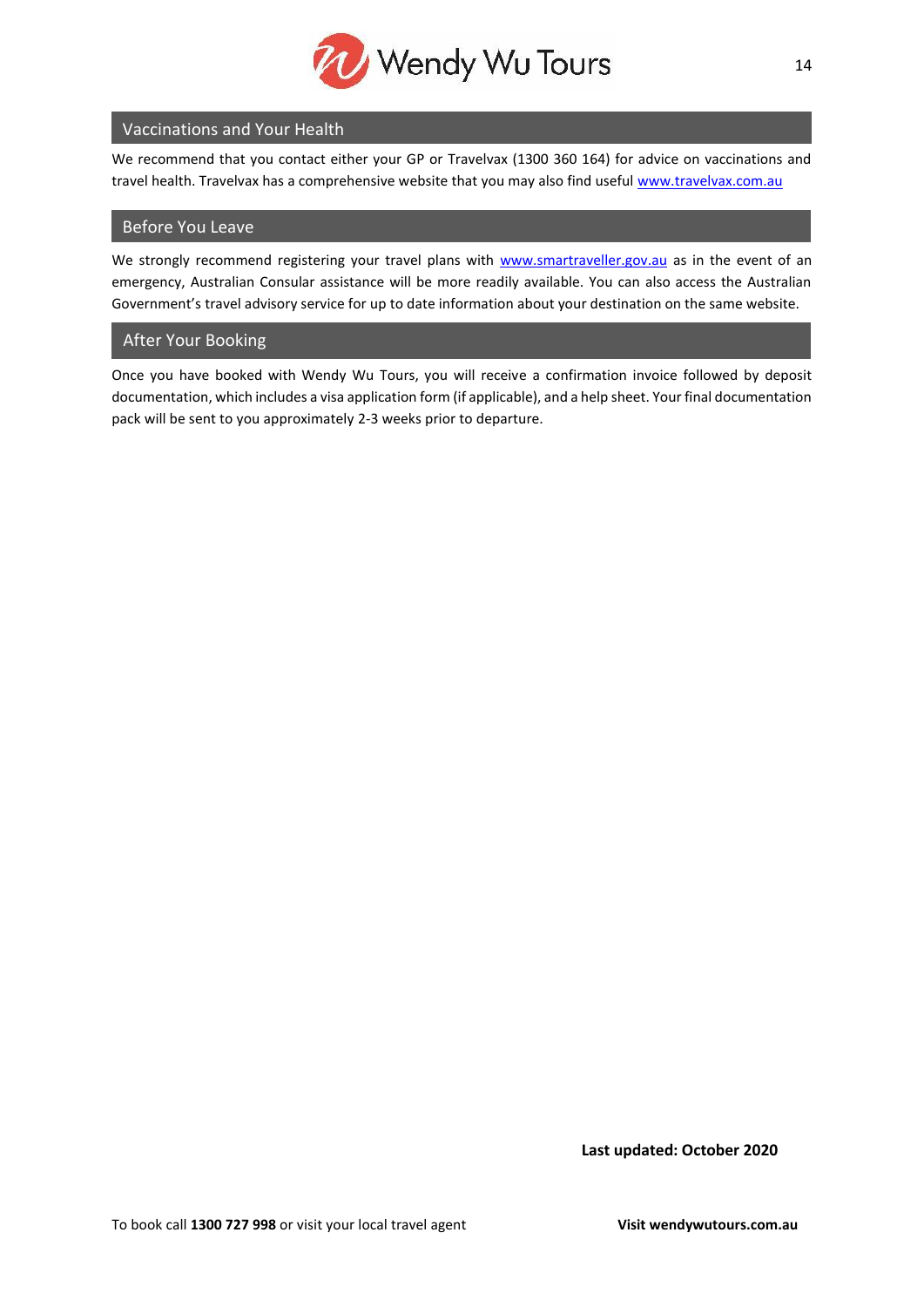## Vaccinations and Your Health

We recommend that you contact either your GP or Travelvax (1300 360 164) for advice on vaccinations and travel health. Travelvax has a comprehensive website that you may also find useful www.travelvax.com.au

## Before You Leave

We strongly recommend registering your travel plans with www.smartraveller.gov.au as in the event of an emergency, Australian Consular assistance will be more readily available. You can also access the Australian Government's travel advisory service for up to date information about your destination on the same website.

## After Your Booking

Once you have booked with Wendy Wu Tours, you will receive a confirmation invoice followed by deposit documentation, which includes a visa application form (if applicable), and a help sheet. Your final documentation pack will be sent to you approximately 2-3 weeks prior to departure.

**Last updated: October 2020**